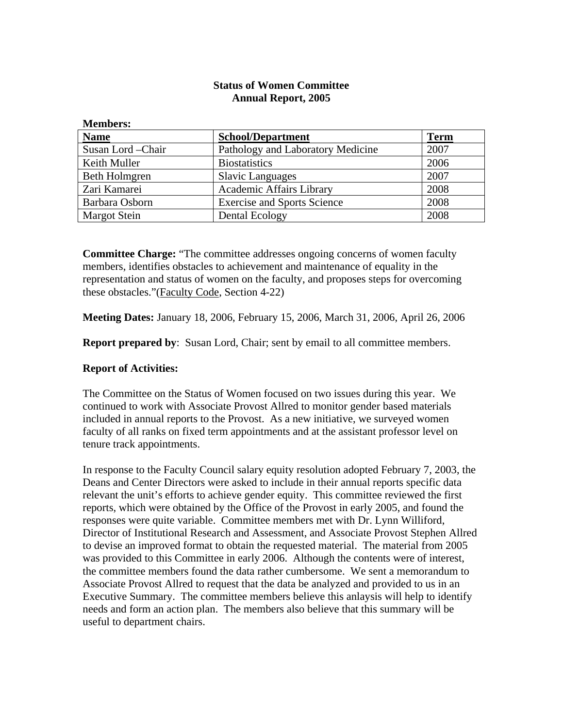# Status of Women Committee
## Annual Report, 2005

**Members:**

| Name | School/Department | Term |
|---|---|---|
| Susan Lord –Chair | Pathology and Laboratory Medicine | 2007 |
| Keith Muller | Biostatistics | 2006 |
| Beth Holmgren | Slavic Languages | 2007 |
| Zari Kamarei | Academic Affairs Library | 2008 |
| Barbara Osborn | Exercise and Sports Science | 2008 |
| Margot Stein | Dental Ecology | 2008 |

**Committee Charge:** "The committee addresses ongoing concerns of women faculty members, identifies obstacles to achievement and maintenance of equality in the representation and status of women on the faculty, and proposes steps for overcoming these obstacles."(Faculty Code, Section 4-22)

**Meeting Dates:** January 18, 2006, February 15, 2006, March 31, 2006, April 26, 2006

**Report prepared by**: Susan Lord, Chair; sent by email to all committee members.

**Report of Activities:**

The Committee on the Status of Women focused on two issues during this year. We continued to work with Associate Provost Allred to monitor gender based materials included in annual reports to the Provost. As a new initiative, we surveyed women faculty of all ranks on fixed term appointments and at the assistant professor level on tenure track appointments.

In response to the Faculty Council salary equity resolution adopted February 7, 2003, the Deans and Center Directors were asked to include in their annual reports specific data relevant the unit's efforts to achieve gender equity. This committee reviewed the first reports, which were obtained by the Office of the Provost in early 2005, and found the responses were quite variable. Committee members met with Dr. Lynn Williford, Director of Institutional Research and Assessment, and Associate Provost Stephen Allred to devise an improved format to obtain the requested material. The material from 2005 was provided to this Committee in early 2006. Although the contents were of interest, the committee members found the data rather cumbersome. We sent a memorandum to Associate Provost Allred to request that the data be analyzed and provided to us in an Executive Summary. The committee members believe this anlaysis will help to identify needs and form an action plan. The members also believe that this summary will be useful to department chairs.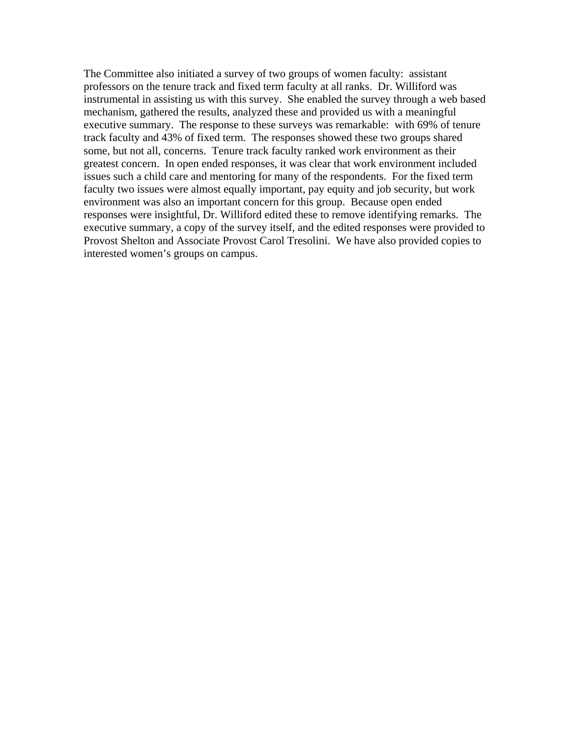The Committee also initiated a survey of two groups of women faculty: assistant professors on the tenure track and fixed term faculty at all ranks. Dr. Williford was instrumental in assisting us with this survey. She enabled the survey through a web based mechanism, gathered the results, analyzed these and provided us with a meaningful executive summary. The response to these surveys was remarkable: with 69% of tenure track faculty and 43% of fixed term. The responses showed these two groups shared some, but not all, concerns. Tenure track faculty ranked work environment as their greatest concern. In open ended responses, it was clear that work environment included issues such a child care and mentoring for many of the respondents. For the fixed term faculty two issues were almost equally important, pay equity and job security, but work environment was also an important concern for this group. Because open ended responses were insightful, Dr. Williford edited these to remove identifying remarks. The executive summary, a copy of the survey itself, and the edited responses were provided to Provost Shelton and Associate Provost Carol Tresolini. We have also provided copies to interested women's groups on campus.